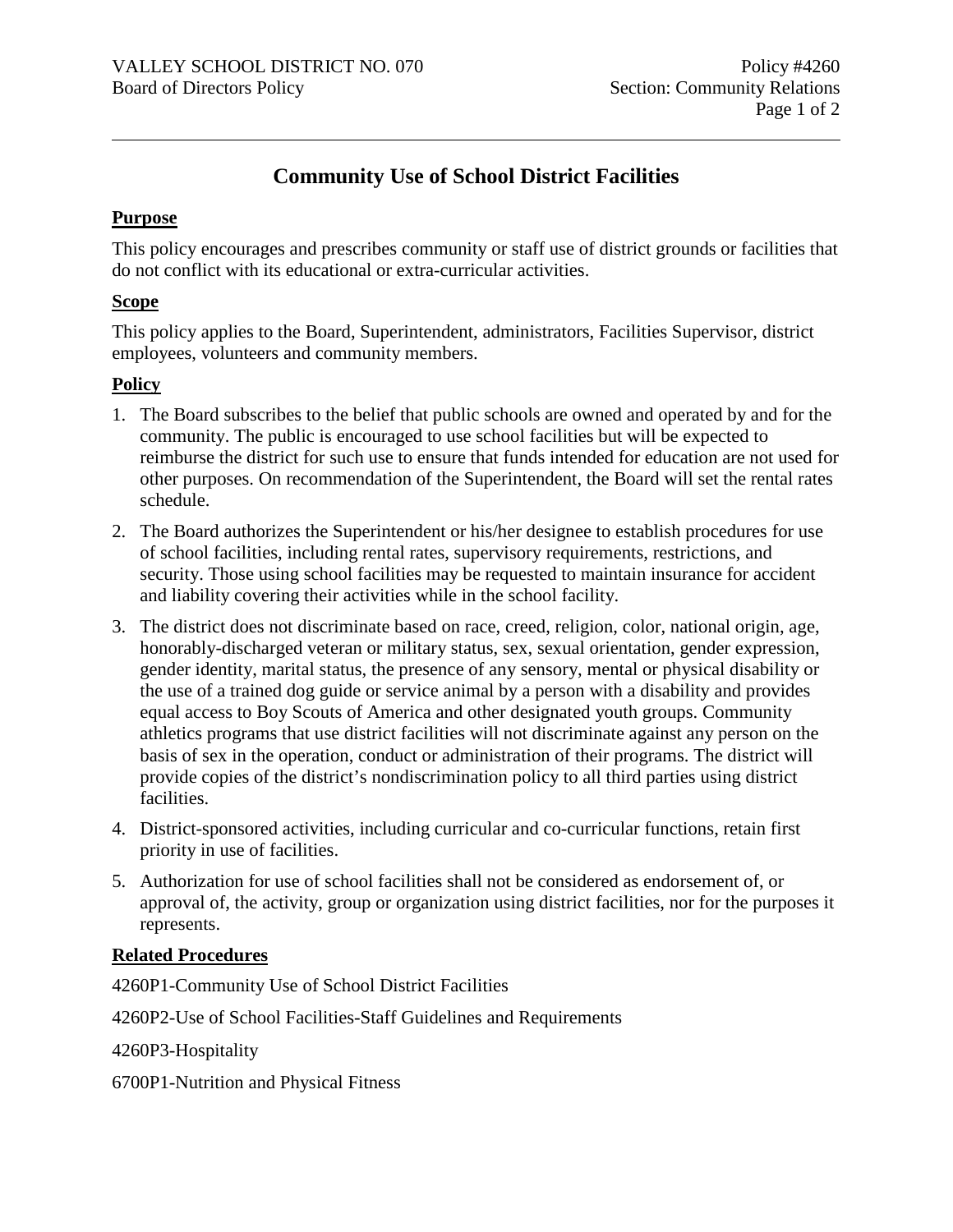# Community Use of School District Facilities

## Purpose

This policy encourages and prescribes community or staff use of district grounds or facilities that do not conflict with its educational or extra-curricular activities.

## Scope

This policy applies to the Board, Superintendent, administrators, Facilities Supervisor, district employees, volunteers and community members.

## Policy

1. The Board subscribes to the belief that public schools are owned and operated by and for the community. The public is encouraged to use school facilities but will be expected to reimburse the district for such use to ensure that funds intended for education are not used for other purposes. On recommendation of the Superintendent, the Board will set the rental rates schedule.
2. The Board authorizes the Superintendent or his/her designee to establish procedures for use of school facilities, including rental rates, supervisory requirements, restrictions, and security. Those using school facilities may be requested to maintain insurance for accident and liability covering their activities while in the school facility.
3. The district does not discriminate based on race, creed, religion, color, national origin, age, honorably-discharged veteran or military status, sex, sexual orientation, gender expression, gender identity, marital status, the presence of any sensory, mental or physical disability or the use of a trained dog guide or service animal by a person with a disability and provides equal access to Boy Scouts of America and other designated youth groups. Community athletics programs that use district facilities will not discriminate against any person on the basis of sex in the operation, conduct or administration of their programs. The district will provide copies of the district's nondiscrimination policy to all third parties using district facilities.
4. District-sponsored activities, including curricular and co-curricular functions, retain first priority in use of facilities.
5. Authorization for use of school facilities shall not be considered as endorsement of, or approval of, the activity, group or organization using district facilities, nor for the purposes it represents.

## Related Procedures

4260P1-Community Use of School District Facilities

4260P2-Use of School Facilities-Staff Guidelines and Requirements

4260P3-Hospitality

6700P1-Nutrition and Physical Fitness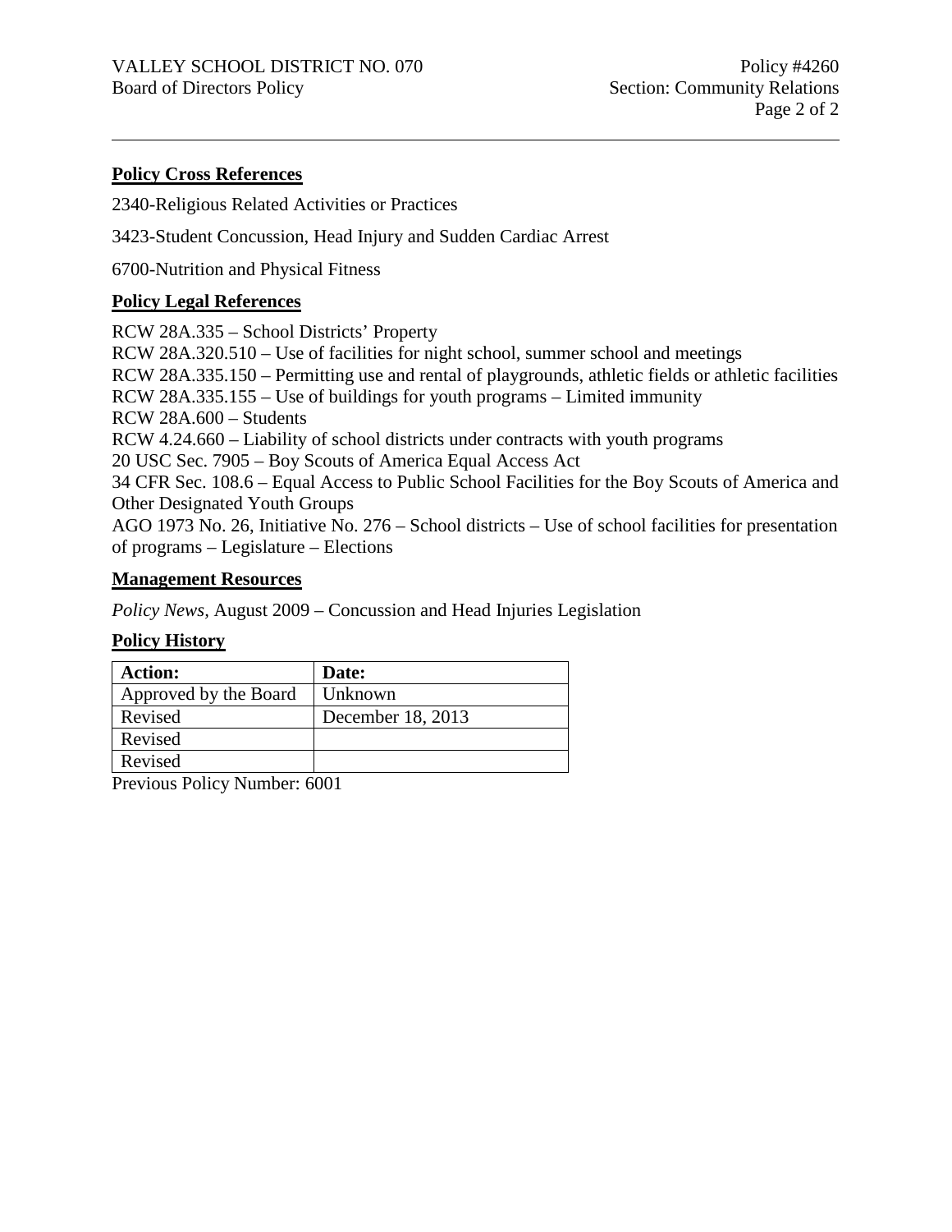## Policy Cross References

2340-Religious Related Activities or Practices

3423-Student Concussion, Head Injury and Sudden Cardiac Arrest

6700-Nutrition and Physical Fitness

## Policy Legal References

RCW 28A.335 – School Districts' Property
RCW 28A.320.510 – Use of facilities for night school, summer school and meetings
RCW 28A.335.150 – Permitting use and rental of playgrounds, athletic fields or athletic facilities
RCW 28A.335.155 – Use of buildings for youth programs – Limited immunity
RCW 28A.600 – Students
RCW 4.24.660 – Liability of school districts under contracts with youth programs
20 USC Sec. 7905 – Boy Scouts of America Equal Access Act
34 CFR Sec. 108.6 – Equal Access to Public School Facilities for the Boy Scouts of America and Other Designated Youth Groups
AGO 1973 No. 26, Initiative No. 276 – School districts – Use of school facilities for presentation of programs – Legislature – Elections

## Management Resources

*Policy News*, August 2009 – Concussion and Head Injuries Legislation

## Policy History

| Action: | Date: |
|---|---|
| Approved by the Board | Unknown |
| Revised | December 18, 2013 |
| Revised | |
| Revised | |

Previous Policy Number: 6001